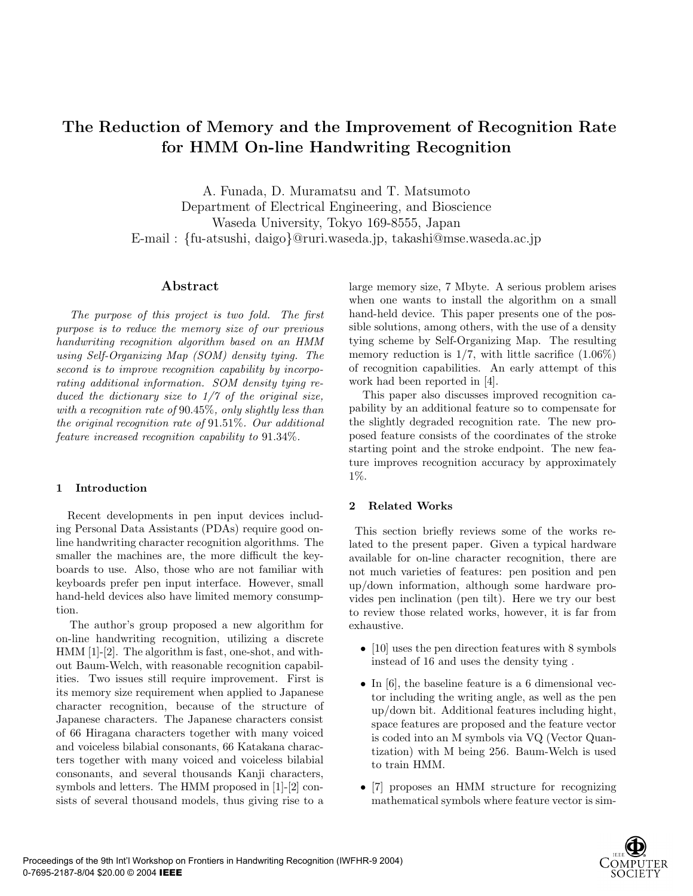# The Reduction of Memory and the Improvement of Recognition Rate for HMM On-line Handwriting Recognition

A. Funada, D. Muramatsu and T. Matsumoto
Department of Electrical Engineering, and Bioscience
Waseda University, Tokyo 169-8555, Japan
E-mail : {fu-atsushi, daigo}@ruri.waseda.jp, takashi@mse.waseda.ac.jp

## Abstract

*The purpose of this project is two fold. The first purpose is to reduce the memory size of our previous handwriting recognition algorithm based on an HMM using Self-Organizing Map (SOM) density tying. The second is to improve recognition capability by incorporating additional information. SOM density tying reduced the dictionary size to 1/7 of the original size, with a recognition rate of* 90.45%*, only slightly less than the original recognition rate of* 91.51%*. Our additional feature increased recognition capability to* 91.34%*.*

## 1 Introduction

Recent developments in pen input devices including Personal Data Assistants (PDAs) require good online handwriting character recognition algorithms. The smaller the machines are, the more difficult the keyboards to use. Also, those who are not familiar with keyboards prefer pen input interface. However, small hand-held devices also have limited memory consumption.

The author's group proposed a new algorithm for on-line handwriting recognition, utilizing a discrete HMM [1]-[2]. The algorithm is fast, one-shot, and without Baum-Welch, with reasonable recognition capabilities. Two issues still require improvement. First is its memory size requirement when applied to Japanese character recognition, because of the structure of Japanese characters. The Japanese characters consist of 66 Hiragana characters together with many voiced and voiceless bilabial consonants, 66 Katakana characters together with many voiced and voiceless bilabial consonants, and several thousands Kanji characters, symbols and letters. The HMM proposed in [1]-[2] consists of several thousand models, thus giving rise to a large memory size, 7 Mbyte. A serious problem arises when one wants to install the algorithm on a small hand-held device. This paper presents one of the possible solutions, among others, with the use of a density tying scheme by Self-Organizing Map. The resulting memory reduction is 1/7, with little sacrifice (1.06%) of recognition capabilities. An early attempt of this work had been reported in [4].

This paper also discusses improved recognition capability by an additional feature so to compensate for the slightly degraded recognition rate. The new proposed feature consists of the coordinates of the stroke starting point and the stroke endpoint. The new feature improves recognition accuracy by approximately 1%.

## 2 Related Works

This section briefly reviews some of the works related to the present paper. Given a typical hardware available for on-line character recognition, there are not much varieties of features: pen position and pen up/down information, although some hardware provides pen inclination (pen tilt). Here we try our best to review those related works, however, it is far from exhaustive.

- [10] uses the pen direction features with 8 symbols instead of 16 and uses the density tying .
- In [6], the baseline feature is a 6 dimensional vector including the writing angle, as well as the pen up/down bit. Additional features including hight, space features are proposed and the feature vector is coded into an M symbols via VQ (Vector Quantization) with M being 256. Baum-Welch is used to train HMM.
- [7] proposes an HMM structure for recognizing mathematical symbols where feature vector is sim-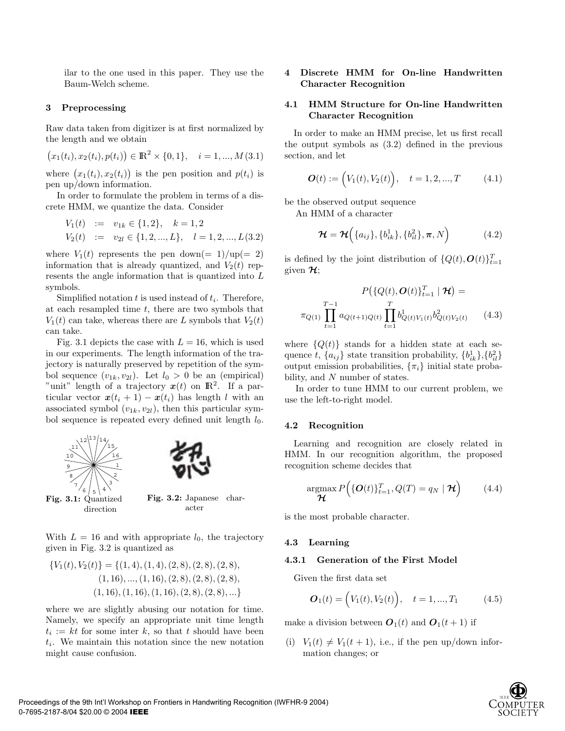ilar to the one used in this paper. They use the Baum-Welch scheme.

## 3 Preprocessing

Raw data taken from digitizer is at first normalized by the length and we obtain

$$\big(x_1(t_i), x_2(t_i), p(t_i)\big) \in \mathbb{R}^2 \times \{0,1\}, \quad i = 1, ..., M \quad (3.1)$$

where $\big(x_1(t_i), x_2(t_i)\big)$ is the pen position and $p(t_i)$ is pen up/down information.

In order to formulate the problem in terms of a discrete HMM, we quantize the data. Consider

$$\begin{aligned} V_1(t) &:= v_{1k} \in \{1, 2\}, \quad k = 1, 2 \\ V_2(t) &:= v_{2l} \in \{1, 2, ..., L\}, \quad l = 1, 2, ..., L \quad (3.2) \end{aligned}$$

where $V_1(t)$ represents the pen down(= 1)/up(= 2) information that is already quantized, and $V_2(t)$ represents the angle information that is quantized into $L$ symbols.

Simplified notation $t$ is used instead of $t_i$. Therefore, at each resampled time $t$, there are two symbols that $V_1(t)$ can take, whereas there are $L$ symbols that $V_2(t)$ can take.

Fig. 3.1 depicts the case with $L = 16$, which is used in our experiments. The length information of the trajectory is naturally preserved by repetition of the symbol sequence $(v_{1k}, v_{2l})$. Let $l_0 > 0$ be an (empirical) "unit" length of a trajectory $\boldsymbol{x}(t)$ on $\mathbb{R}^2$. If a particular vector $\boldsymbol{x}(t_i + 1) - \boldsymbol{x}(t_i)$ has length $l$ with an associated symbol $(v_{1k}, v_{2l})$, then this particular symbol sequence is repeated every defined unit length $l_0$.

**Fig. 3.1:** Quantized direction

**Fig. 3.2:** Japanese character

With $L = 16$ and with appropriate $l_0$, the trajectory given in Fig. 3.2 is quantized as

$$\begin{aligned} \{V_1(t), V_2(t)\} = \{&(1,4), (1,4), (2,8), (2,8), (2,8), \\ &(1,16), ..., (1,16), (2,8), (2,8), (2,8), \\ &(1,16), (1,16), (1,16), (2,8), (2,8), ...\} \end{aligned}$$

where we are slightly abusing our notation for time. Namely, we specify an appropriate unit time length $t_i := kt$ for some inter $k$, so that $t$ should have been $t_i$. We maintain this notation since the new notation might cause confusion.

## 4 Discrete HMM for On-line Handwritten Character Recognition

### 4.1 HMM Structure for On-line Handwritten Character Recognition

In order to make an HMM precise, let us first recall the output symbols as (3.2) defined in the previous section, and let

$$\boldsymbol{O}(t) := \Big(V_1(t), V_2(t)\Big), \quad t = 1, 2, ..., T \quad (4.1)$$

be the observed output sequence

An HMM of a character

$$\boldsymbol{\mathcal{H}} = \boldsymbol{\mathcal{H}}\Big(\{a_{ij}\}, \{b^1_{ik}\}, \{b^2_{il}\}, \boldsymbol{\pi}, N\Big) \quad (4.2)$$

is defined by the joint distribution of $\{Q(t), \boldsymbol{O}(t)\}_{t=1}^T$ given $\boldsymbol{\mathcal{H}}$;

$$P\big(\{Q(t), \boldsymbol{O}(t)\}_{t=1}^T \mid \boldsymbol{\mathcal{H}}\big) = \pi_{Q(1)} \prod_{t=1}^{T-1} a_{Q(t+1)Q(t)} \prod_{t=1}^{T} b^1_{Q(t)V_1(t)} b^2_{Q(t)V_2(t)} \quad (4.3)$$

where $\{Q(t)\}$ stands for a hidden state at each sequence $t$, $\{a_{ij}\}$ state transition probability, $\{b^1_{ik}\}$,$\{b^2_{il}\}$ output emission probabilities, $\{\pi_i\}$ initial state probability, and $N$ number of states.

In order to tune HMM to our current problem, we use the left-to-right model.

### 4.2 Recognition

Learning and recognition are closely related in HMM. In our recognition algorithm, the proposed recognition scheme decides that

$$\underset{\boldsymbol{\mathcal{H}}}{\operatorname{argmax}}\, P\Big(\{\boldsymbol{O}(t)\}_{t=1}^T, Q(T) = q_N \mid \boldsymbol{\mathcal{H}}\Big) \quad (4.4)$$

is the most probable character.

### 4.3 Learning

#### 4.3.1 Generation of the First Model

Given the first data set

$$\boldsymbol{O}_1(t) = \Big(V_1(t), V_2(t)\Big), \quad t = 1, ..., T_1 \quad (4.5)$$

make a division between $\boldsymbol{O}_1(t)$ and $\boldsymbol{O}_1(t+1)$ if

(i) $V_1(t) \neq V_1(t+1)$, i.e., if the pen up/down information changes; or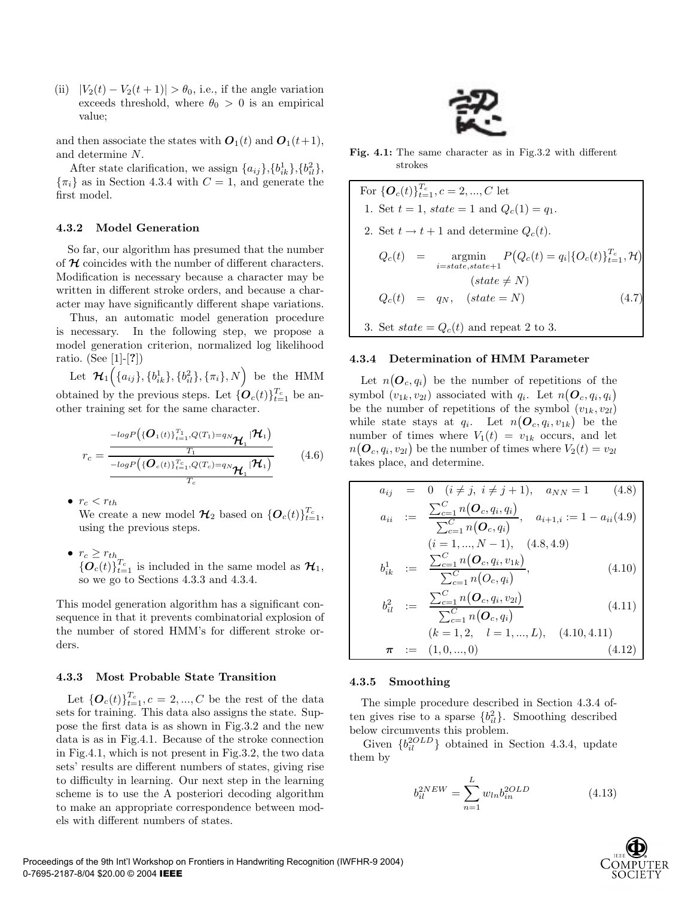(ii) $|V_2(t) - V_2(t+1)| > \theta_0$, i.e., if the angle variation exceeds threshold, where $\theta_0 > 0$ is an empirical value;

and then associate the states with $\boldsymbol{O}_1(t)$ and $\boldsymbol{O}_1(t+1)$, and determine $N$.

After state clarification, we assign $\{a_{ij}\}$,$\{b^1_{ik}\}$,$\{b^2_{il}\}$, $\{\pi_i\}$ as in Section 4.3.4 with $C = 1$, and generate the first model.

### 4.3.2 Model Generation

So far, our algorithm has presumed that the number of $\boldsymbol{\mathcal{H}}$ coincides with the number of different characters. Modification is necessary because a character may be written in different stroke orders, and because a character may have significantly different shape variations.

Thus, an automatic model generation procedure is necessary. In the following step, we propose a model generation criterion, normalized log likelihood ratio. (See [1]-[?])

Let $\boldsymbol{\mathcal{H}}_1\Big(\{a_{ij}\},\{b^1_{ik}\},\{b^2_{il}\},\{\pi_i\},N\Big)$ be the HMM obtained by the previous steps. Let $\{\boldsymbol{O}_c(t)\}_{t=1}^{T_c}$ be another training set for the same character.

$$r_c = \frac{\frac{-\log P\left(\{\boldsymbol{O}_1(t)\}_{t=1}^{T_1}, Q(T_1)=q_{N_{\boldsymbol{\mathcal{H}}_1}} | \boldsymbol{\mathcal{H}}_1\right)}{T_1}}{\frac{-\log P\left(\{\boldsymbol{O}_c(t)\}_{t=1}^{T_c}, Q(T_c)=q_{N_{\boldsymbol{\mathcal{H}}_1}} | \boldsymbol{\mathcal{H}}_1\right)}{T_c}} \tag{4.6}$$

- $r_c < r_{th}$
  We create a new model $\boldsymbol{\mathcal{H}}_2$ based on $\{\boldsymbol{O}_c(t)\}_{t=1}^{T_c}$, using the previous steps.
- $r_c \geq r_{th}$
  $\{\boldsymbol{O}_c(t)\}_{t=1}^{T_c}$ is included in the same model as $\boldsymbol{\mathcal{H}}_1$, so we go to Sections 4.3.3 and 4.3.4.

This model generation algorithm has a significant consequence in that it prevents combinatorial explosion of the number of stored HMM's for different stroke orders.

### 4.3.3 Most Probable State Transition

Let $\{\boldsymbol{O}_c(t)\}_{t=1}^{T_c}, c = 2, ..., C$ be the rest of the data sets for training. This data also assigns the state. Suppose the first data is as shown in Fig.3.2 and the new data is as in Fig.4.1. Because of the stroke connection in Fig.4.1, which is not present in Fig.3.2, the two data sets' results are different numbers of states, giving rise to difficulty in learning. Our next step in the learning scheme is to use the A posteriori decoding algorithm to make an appropriate correspondence between models with different numbers of states.

**Fig. 4.1:** The same character as in Fig.3.2 with different strokes

For $\{\boldsymbol{O}_c(t)\}_{t=1}^{T_c}, c = 2, ..., C$ let

1. Set $t = 1$, $state = 1$ and $Q_c(1) = q_1$.
2. Set $t \rightarrow t+1$ and determine $Q_c(t)$.

$$Q_c(t) = \underset{i=state,state+1}{\operatorname{argmin}} P\big(Q_c(t) = q_i | \{O_c(t)\}_{t=1}^{T_c}, \mathcal{H}\big) \quad (state \neq N)$$
$$Q_c(t) = q_N, \quad (state = N) \tag{4.7}$$

3. Set $state = Q_c(t)$ and repeat 2 to 3.

### 4.3.4 Determination of HMM Parameter

Let $n\big(\boldsymbol{O}_c, q_i\big)$ be the number of repetitions of the symbol $(v_{1k}, v_{2l})$ associated with $q_i$. Let $n\big(\boldsymbol{O}_c, q_i, q_i\big)$ be the number of repetitions of the symbol $(v_{1k}, v_{2l})$ while state stays at $q_i$. Let $n\big(\boldsymbol{O}_c, q_i, v_{1k}\big)$ be the number of times where $V_1(t) = v_{1k}$ occurs, and let $n\big(\boldsymbol{O}_c, q_i, v_{2l}\big)$ be the number of times where $V_2(t) = v_{2l}$ takes place, and determine.

$$a_{ij} = 0 \quad (i \neq j,\ i \neq j+1), \quad a_{NN} = 1 \tag{4.8}$$

$$a_{ii} := \frac{\sum_{c=1}^{C} n\big(\boldsymbol{O}_c, q_i, q_i\big)}{\sum_{c=1}^{C} n\big(\boldsymbol{O}_c, q_i\big)}, \quad a_{i+1,i} := 1 - a_{ii} \tag{4.9}$$

$$(i = 1, ..., N-1), \quad (4.8, 4.9)$$

$$b^1_{ik} := \frac{\sum_{c=1}^{C} n\big(\boldsymbol{O}_c, q_i, v_{1k}\big)}{\sum_{c=1}^{C} n\big(O_c, q_i\big)}, \tag{4.10}$$

$$b^2_{il} := \frac{\sum_{c=1}^{C} n\big(\boldsymbol{O}_c, q_i, v_{2l}\big)}{\sum_{c=1}^{C} n\big(\boldsymbol{O}_c, q_i\big)} \tag{4.11}$$

$$(k = 1, 2, \quad l = 1, ..., L), \quad (4.10, 4.11)$$

$$\boldsymbol{\pi} := (1, 0, ..., 0) \tag{4.12}$$

### 4.3.5 Smoothing

The simple procedure described in Section 4.3.4 often gives rise to a sparse $\{b^2_{il}\}$. Smoothing described below circumvents this problem.

Given $\{b^{2OLD}_{il}\}$ obtained in Section 4.3.4, update them by

$$b^{2NEW}_{il} = \sum_{n=1}^{L} w_{ln} b^{2OLD}_{in} \tag{4.13}$$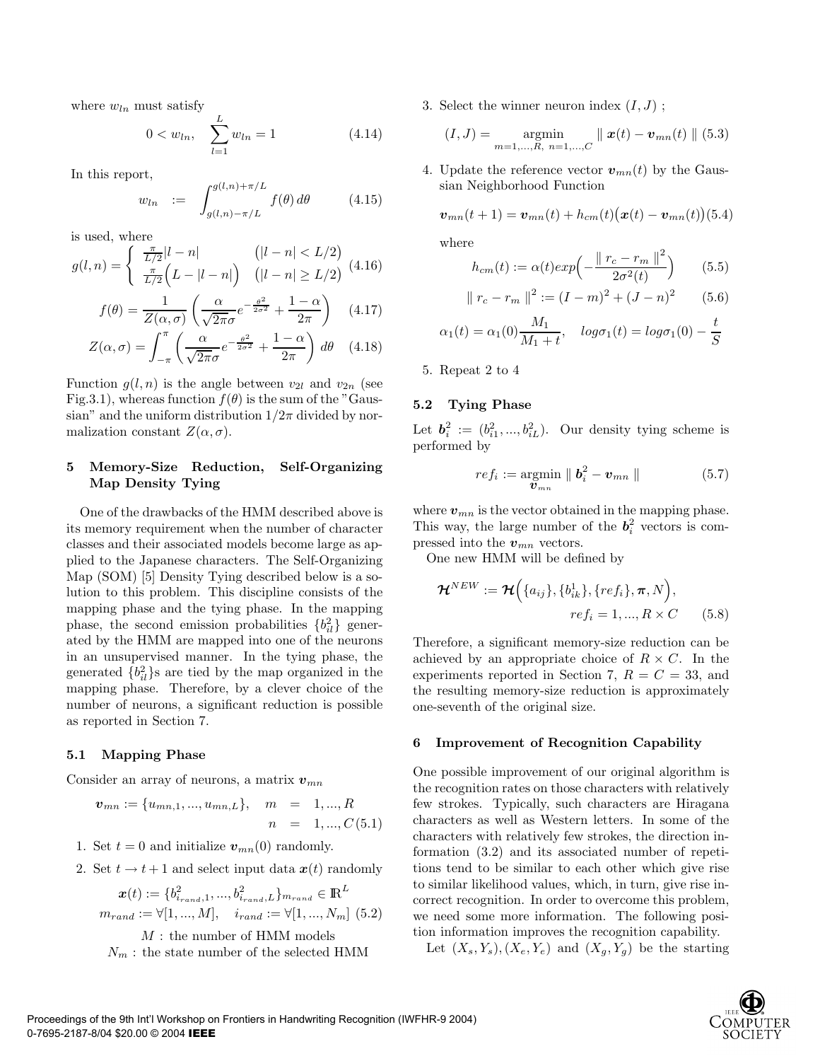where $w_{ln}$ must satisfy

$$0 < w_{ln}, \quad \sum_{l=1}^{L} w_{ln} = 1 \tag{4.14}$$

In this report,

$$w_{ln} \;:=\; \int_{g(l,n)-\pi/L}^{g(l,n)+\pi/L} f(\theta)\, d\theta \tag{4.15}$$

is used, where

$$g(l,n) = \begin{cases} \frac{\pi}{L/2}|l-n| & \big(|l-n| < L/2\big) \\ \frac{\pi}{L/2}\Big(L - |l-n|\Big) & \big(|l-n| \geq L/2\big) \end{cases} \tag{4.16}$$

$$f(\theta) = \frac{1}{Z(\alpha,\sigma)}\left(\frac{\alpha}{\sqrt{2\pi}\sigma}e^{-\frac{\theta^2}{2\sigma^2}} + \frac{1-\alpha}{2\pi}\right) \tag{4.17}$$

$$Z(\alpha,\sigma) = \int_{-\pi}^{\pi}\left(\frac{\alpha}{\sqrt{2\pi}\sigma}e^{-\frac{\theta^2}{2\sigma^2}} + \frac{1-\alpha}{2\pi}\right) d\theta \tag{4.18}$$

Function $g(l,n)$ is the angle between $v_{2l}$ and $v_{2n}$ (see Fig.3.1), whereas function $f(\theta)$ is the sum of the "Gaussian" and the uniform distribution $1/2\pi$ divided by normalization constant $Z(\alpha,\sigma)$.

## 5 Memory-Size Reduction, Self-Organizing Map Density Tying

One of the drawbacks of the HMM described above is its memory requirement when the number of character classes and their associated models become large as applied to the Japanese characters. The Self-Organizing Map (SOM) [5] Density Tying described below is a solution to this problem. This discipline consists of the mapping phase and the tying phase. In the mapping phase, the second emission probabilities $\{b_{il}^2\}$ generated by the HMM are mapped into one of the neurons in an unsupervised manner. In the tying phase, the generated $\{b_{il}^2\}$s are tied by the map organized in the mapping phase. Therefore, by a clever choice of the number of neurons, a significant reduction is possible as reported in Section 7.

### 5.1 Mapping Phase

Consider an array of neurons, a matrix $\boldsymbol{v}_{mn}$

$$\boldsymbol{v}_{mn} := \{u_{mn,1}, ..., u_{mn,L}\}, \quad m = 1,...,R, \quad n = 1,...,C \tag{5.1}$$

1. Set $t = 0$ and initialize $\boldsymbol{v}_{mn}(0)$ randomly.
2. Set $t \to t+1$ and select input data $\boldsymbol{x}(t)$ randomly

$$\boldsymbol{x}(t) := \{b_{i_{rand},1}^2, ..., b_{i_{rand},L}^2\}_{m_{rand}} \in \mathbb{R}^L$$
$$m_{rand} := \forall[1,...,M], \quad i_{rand} := \forall[1,...,N_m] \tag{5.2}$$
$$M : \text{the number of HMM models}$$
$$N_m : \text{the state number of the selected HMM}$$

3. Select the winner neuron index $(I,J)$ ;

$$(I,J) = \underset{m=1,...,R,\; n=1,...,C}{\operatorname{argmin}} \parallel \boldsymbol{x}(t) - \boldsymbol{v}_{mn}(t) \parallel \tag{5.3}$$

4. Update the reference vector $\boldsymbol{v}_{mn}(t)$ by the Gaussian Neighborhood Function

$$\boldsymbol{v}_{mn}(t+1) = \boldsymbol{v}_{mn}(t) + h_{cm}(t)\big(\boldsymbol{x}(t) - \boldsymbol{v}_{mn}(t)\big) \tag{5.4}$$

where

$$h_{cm}(t) := \alpha(t)exp\Big(-\frac{\parallel r_c - r_m \parallel^2}{2\sigma^2(t)}\Big) \tag{5.5}$$

$$\parallel r_c - r_m \parallel^2 := (I-m)^2 + (J-n)^2 \tag{5.6}$$

$$\alpha_1(t) = \alpha_1(0)\frac{M_1}{M_1 + t}, \quad log\sigma_1(t) = log\sigma_1(0) - \frac{t}{S}$$

5. Repeat 2 to 4

### 5.2 Tying Phase

Let $\boldsymbol{b}_i^2 := (b_{i1}^2, ..., b_{iL}^2)$. Our density tying scheme is performed by

$$ref_i := \underset{\boldsymbol{v}_{mn}}{\operatorname{argmin}} \parallel \boldsymbol{b}_i^2 - \boldsymbol{v}_{mn} \parallel \tag{5.7}$$

where $\boldsymbol{v}_{mn}$ is the vector obtained in the mapping phase. This way, the large number of the $\boldsymbol{b}_i^2$ vectors is compressed into the $\boldsymbol{v}_{mn}$ vectors.

One new HMM will be defined by

$$\boldsymbol{\mathcal{H}}^{NEW} := \boldsymbol{\mathcal{H}}\Big(\{a_{ij}\}, \{b_{ik}^1\}, \{ref_i\}, \boldsymbol{\pi}, N\Big), \quad ref_i = 1, ..., R \times C \tag{5.8}$$

Therefore, a significant memory-size reduction can be achieved by an appropriate choice of $R \times C$. In the experiments reported in Section 7, $R = C = 33$, and the resulting memory-size reduction is approximately one-seventh of the original size.

## 6 Improvement of Recognition Capability

One possible improvement of our original algorithm is the recognition rates on those characters with relatively few strokes. Typically, such characters are Hiragana characters as well as Western letters. In some of the characters with relatively few strokes, the direction information (3.2) and its associated number of repetitions tend to be similar to each other which give rise to similar likelihood values, which, in turn, give rise incorrect recognition. In order to overcome this problem, we need some more information. The following position information improves the recognition capability.

Let $(X_s, Y_s), (X_e, Y_e)$ and $(X_g, Y_g)$ be the starting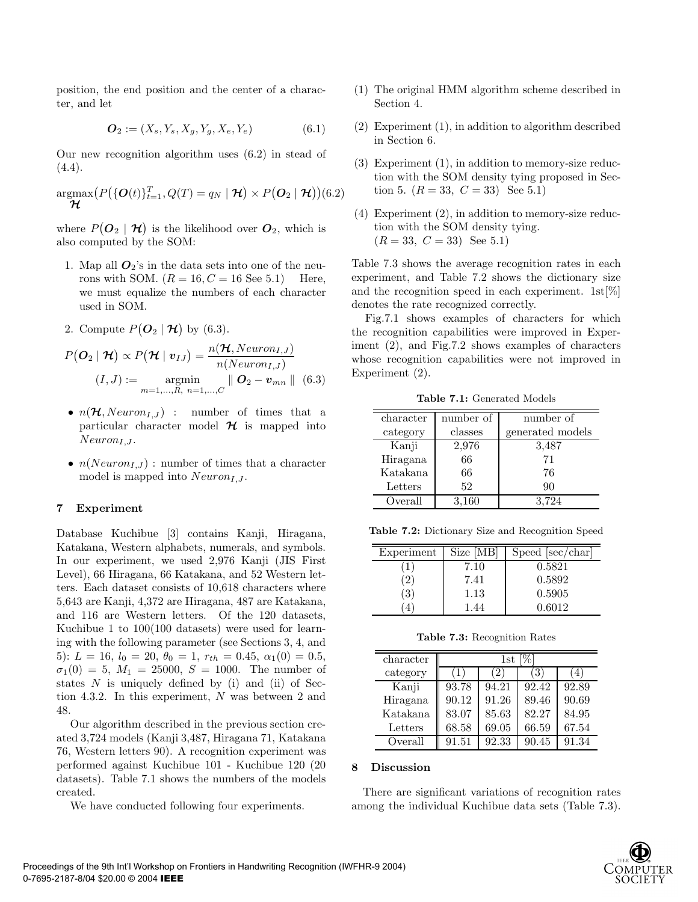position, the end position and the center of a character, and let

$$\boldsymbol{O}_2 := (X_s, Y_s, X_g, Y_g, X_e, Y_e) \tag{6.1}$$

Our new recognition algorithm uses (6.2) in stead of (4.4).

$$\underset{\boldsymbol{\mathcal{H}}}{\operatorname{argmax}}\big(P\big(\{\boldsymbol{O}(t)\}_{t=1}^{T}, Q(T) = q_N \mid \boldsymbol{\mathcal{H}}\big) \times P\big(\boldsymbol{O}_2 \mid \boldsymbol{\mathcal{H}}\big)\big) \tag{6.2}$$

where $P\big(\boldsymbol{O}_2 \mid \boldsymbol{\mathcal{H}}\big)$ is the likelihood over $\boldsymbol{O}_2$, which is also computed by the SOM:

1. Map all $\boldsymbol{O}_2$'s in the data sets into one of the neurons with SOM. ($R = 16, C = 16$ See 5.1) Here, we must equalize the numbers of each character used in SOM.
2. Compute $P\big(\boldsymbol{O}_2 \mid \boldsymbol{\mathcal{H}}\big)$ by (6.3).

$$P\big(\boldsymbol{O}_2 \mid \boldsymbol{\mathcal{H}}\big) \propto P\big(\boldsymbol{\mathcal{H}} \mid \boldsymbol{v}_{IJ}\big) = \frac{n(\boldsymbol{\mathcal{H}}, Neuron_{I,J})}{n(Neuron_{I,J})}$$
$$(I, J) := \underset{m=1,\ldots,R,\ n=1,\ldots,C}{\operatorname{argmin}} \parallel \boldsymbol{O}_2 - \boldsymbol{v}_{mn} \parallel \tag{6.3}$$

- $n(\boldsymbol{\mathcal{H}}, Neuron_{I,J})$ : number of times that a particular character model $\boldsymbol{\mathcal{H}}$ is mapped into $Neuron_{I,J}$.
- $n(Neuron_{I,J})$ : number of times that a character model is mapped into $Neuron_{I,J}$.

## 7 Experiment

Database Kuchibue [3] contains Kanji, Hiragana, Katakana, Western alphabets, numerals, and symbols. In our experiment, we used 2,976 Kanji (JIS First Level), 66 Hiragana, 66 Katakana, and 52 Western letters. Each dataset consists of 10,618 characters where 5,643 are Kanji, 4,372 are Hiragana, 487 are Katakana, and 116 are Western letters. Of the 120 datasets, Kuchibue 1 to 100(100 datasets) were used for learning with the following parameter (see Sections 3, 4, and 5): $L = 16$, $l_0 = 20$, $\theta_0 = 1$, $r_{th} = 0.45$, $\alpha_1(0) = 0.5$, $\sigma_1(0) = 5$, $M_1 = 25000$, $S = 1000$. The number of states $N$ is uniquely defined by (i) and (ii) of Section 4.3.2. In this experiment, $N$ was between 2 and 48.

Our algorithm described in the previous section created 3,724 models (Kanji 3,487, Hiragana 71, Katakana 76, Western letters 90). A recognition experiment was performed against Kuchibue 101 - Kuchibue 120 (20 datasets). Table 7.1 shows the numbers of the models created.

We have conducted following four experiments.

(1) The original HMM algorithm scheme described in Section 4.

(2) Experiment (1), in addition to algorithm described in Section 6.

(3) Experiment (1), in addition to memory-size reduction with the SOM density tying proposed in Section 5. ($R = 33,\ C = 33$) See 5.1)

(4) Experiment (2), in addition to memory-size reduction with the SOM density tying. ($R = 33,\ C = 33$) See 5.1)

Table 7.3 shows the average recognition rates in each experiment, and Table 7.2 shows the dictionary size and the recognition speed in each experiment. 1st[%] denotes the rate recognized correctly.

Fig.7.1 shows examples of characters for which the recognition capabilities were improved in Experiment (2), and Fig.7.2 shows examples of characters whose recognition capabilities were not improved in Experiment (2).

**Table 7.1:** Generated Models

| character category | number of classes | number of generated models |
|---|---|---|
| Kanji | 2,976 | 3,487 |
| Hiragana | 66 | 71 |
| Katakana | 66 | 76 |
| Letters | 52 | 90 |
| Overall | 3,160 | 3,724 |

**Table 7.2:** Dictionary Size and Recognition Speed

| Experiment | Size [MB] | Speed [sec/char] |
|---|---|---|
| (1) | 7.10 | 0.5821 |
| (2) | 7.41 | 0.5892 |
| (3) | 1.13 | 0.5905 |
| (4) | 1.44 | 0.6012 |

**Table 7.3:** Recognition Rates

| character | 1st [%] | | | |
|---|---|---|---|---|
| category | (1) | (2) | (3) | (4) |
| Kanji | 93.78 | 94.21 | 92.42 | 92.89 |
| Hiragana | 90.12 | 91.26 | 89.46 | 90.69 |
| Katakana | 83.07 | 85.63 | 82.27 | 84.95 |
| Letters | 68.58 | 69.05 | 66.59 | 67.54 |
| Overall | 91.51 | 92.33 | 90.45 | 91.34 |

## 8 Discussion

There are significant variations of recognition rates among the individual Kuchibue data sets (Table 7.3).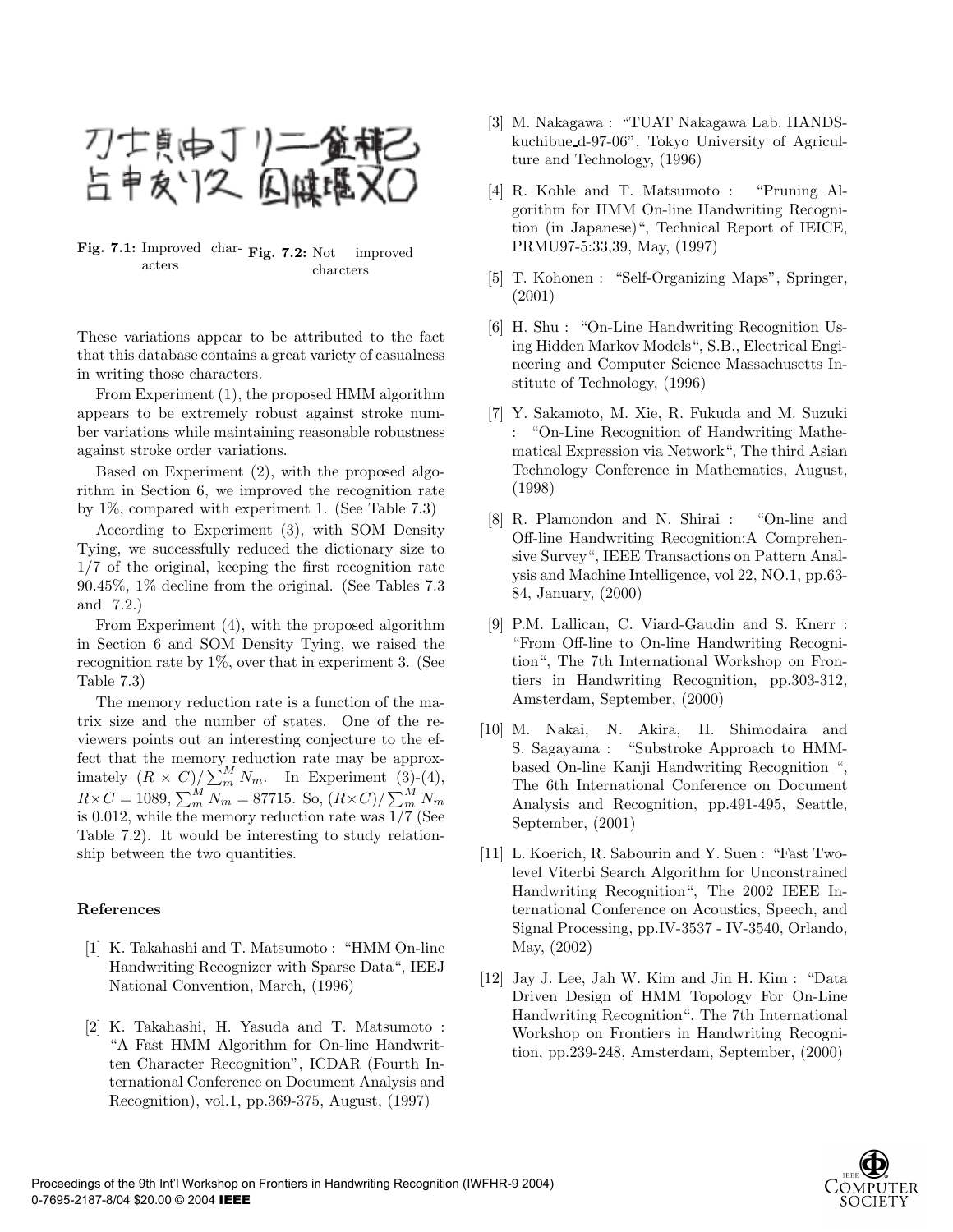**Fig. 7.1:** Improved characters

**Fig. 7.2:** Not improved charcters

These variations appear to be attributed to the fact that this database contains a great variety of casualness in writing those characters.

From Experiment (1), the proposed HMM algorithm appears to be extremely robust against stroke number variations while maintaining reasonable robustness against stroke order variations.

Based on Experiment (2), with the proposed algorithm in Section 6, we improved the recognition rate by 1%, compared with experiment 1. (See Table 7.3)

According to Experiment (3), with SOM Density Tying, we successfully reduced the dictionary size to 1/7 of the original, keeping the first recognition rate 90.45%, 1% decline from the original. (See Tables 7.3 and 7.2.)

From Experiment (4), with the proposed algorithm in Section 6 and SOM Density Tying, we raised the recognition rate by 1%, over that in experiment 3. (See Table 7.3)

The memory reduction rate is a function of the matrix size and the number of states. One of the reviewers points out an interesting conjecture to the effect that the memory reduction rate may be approximately $(R \times C)/\sum_m^M N_m$. In Experiment (3)-(4), $R \times C = 1089$, $\sum_m^M N_m = 87715$. So, $(R \times C)/\sum_m^M N_m$ is 0.012, while the memory reduction rate was 1/7 (See Table 7.2). It would be interesting to study relationship between the two quantities.

## References

[1] K. Takahashi and T. Matsumoto : "HMM On-line Handwriting Recognizer with Sparse Data", IEEJ National Convention, March, (1996)

[2] K. Takahashi, H. Yasuda and T. Matsumoto : "A Fast HMM Algorithm for On-line Handwritten Character Recognition", ICDAR (Fourth International Conference on Document Analysis and Recognition), vol.1, pp.369-375, August, (1997)

[3] M. Nakagawa : "TUAT Nakagawa Lab. HANDS-kuchibue_d-97-06", Tokyo University of Agriculture and Technology, (1996)

[4] R. Kohle and T. Matsumoto : "Pruning Algorithm for HMM On-line Handwriting Recognition (in Japanese)", Technical Report of IEICE, PRMU97-5:33,39, May, (1997)

[5] T. Kohonen : "Self-Organizing Maps", Springer, (2001)

[6] H. Shu : "On-Line Handwriting Recognition Using Hidden Markov Models", S.B., Electrical Engineering and Computer Science Massachusetts Institute of Technology, (1996)

[7] Y. Sakamoto, M. Xie, R. Fukuda and M. Suzuki : "On-Line Recognition of Handwriting Mathematical Expression via Network", The third Asian Technology Conference in Mathematics, August, (1998)

[8] R. Plamondon and N. Shirai : "On-line and Off-line Handwriting Recognition:A Comprehensive Survey", IEEE Transactions on Pattern Analysis and Machine Intelligence, vol 22, NO.1, pp.63-84, January, (2000)

[9] P.M. Lallican, C. Viard-Gaudin and S. Knerr : "From Off-line to On-line Handwriting Recognition", The 7th International Workshop on Frontiers in Handwriting Recognition, pp.303-312, Amsterdam, September, (2000)

[10] M. Nakai, N. Akira, H. Shimodaira and S. Sagayama : "Substroke Approach to HMM-based On-line Kanji Handwriting Recognition ", The 6th International Conference on Document Analysis and Recognition, pp.491-495, Seattle, September, (2001)

[11] L. Koerich, R. Sabourin and Y. Suen : "Fast Two-level Viterbi Search Algorithm for Unconstrained Handwriting Recognition", The 2002 IEEE International Conference on Acoustics, Speech, and Signal Processing, pp.IV-3537 - IV-3540, Orlando, May, (2002)

[12] Jay J. Lee, Jah W. Kim and Jin H. Kim : "Data Driven Design of HMM Topology For On-Line Handwriting Recognition". The 7th International Workshop on Frontiers in Handwriting Recognition, pp.239-248, Amsterdam, September, (2000)